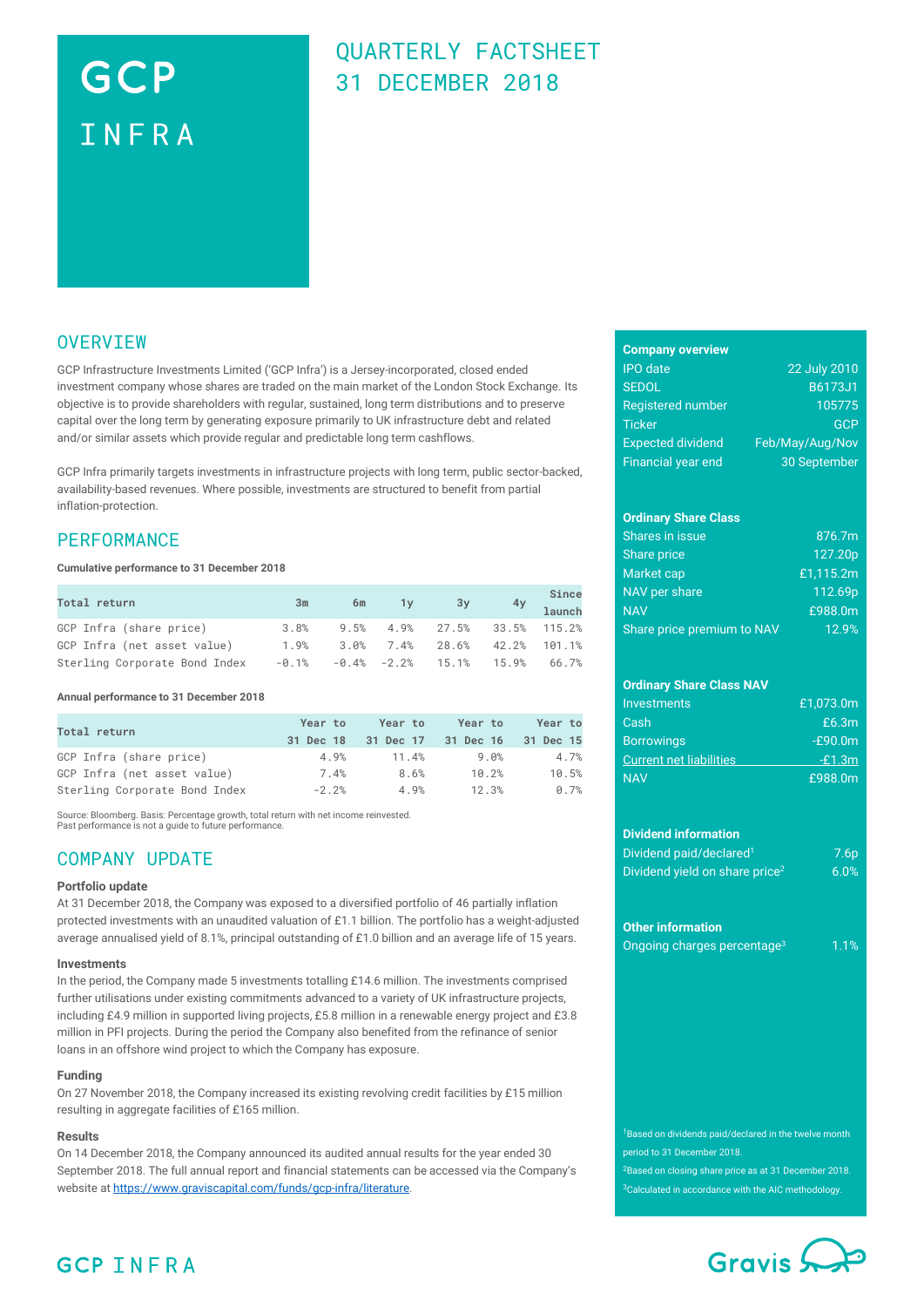# GCP INFRA

## QUARTERLY FACTSHEET
## 31 DECEMBER 2018

## OVERVIEW

GCP Infrastructure Investments Limited ('GCP Infra') is a Jersey-incorporated, closed ended investment company whose shares are traded on the main market of the London Stock Exchange. Its objective is to provide shareholders with regular, sustained, long term distributions and to preserve capital over the long term by generating exposure primarily to UK infrastructure debt and related and/or similar assets which provide regular and predictable long term cashflows.

GCP Infra primarily targets investments in infrastructure projects with long term, public sector-backed, availability-based revenues. Where possible, investments are structured to benefit from partial inflation-protection.

## PERFORMANCE

**Cumulative performance to 31 December 2018**

| Total return | 3m | 6m | 1y | 3y | 4y | Since launch |
|---|---|---|---|---|---|---|
| GCP Infra (share price) | 3.8% | 9.5% | 4.9% | 27.5% | 33.5% | 115.2% |
| GCP Infra (net asset value) | 1.9% | 3.0% | 7.4% | 28.6% | 42.2% | 101.1% |
| Sterling Corporate Bond Index | -0.1% | -0.4% | -2.2% | 15.1% | 15.9% | 66.7% |

**Annual performance to 31 December 2018**

| Total return | Year to 31 Dec 18 | Year to 31 Dec 17 | Year to 31 Dec 16 | Year to 31 Dec 15 |
|---|---|---|---|---|
| GCP Infra (share price) | 4.9% | 11.4% | 9.0% | 4.7% |
| GCP Infra (net asset value) | 7.4% | 8.6% | 10.2% | 10.5% |
| Sterling Corporate Bond Index | -2.2% | 4.9% | 12.3% | 0.7% |

Source: Bloomberg. Basis: Percentage growth, total return with net income reinvested.
Past performance is not a guide to future performance.

## COMPANY UPDATE

**Portfolio update**

At 31 December 2018, the Company was exposed to a diversified portfolio of 46 partially inflation protected investments with an unaudited valuation of £1.1 billion. The portfolio has a weight-adjusted average annualised yield of 8.1%, principal outstanding of £1.0 billion and an average life of 15 years.

**Investments**

In the period, the Company made 5 investments totalling £14.6 million. The investments comprised further utilisations under existing commitments advanced to a variety of UK infrastructure projects, including £4.9 million in supported living projects, £5.8 million in a renewable energy project and £3.8 million in PFI projects. During the period the Company also benefited from the refinance of senior loans in an offshore wind project to which the Company has exposure.

**Funding**

On 27 November 2018, the Company increased its existing revolving credit facilities by £15 million resulting in aggregate facilities of £165 million.

**Results**

On 14 December 2018, the Company announced its audited annual results for the year ended 30 September 2018. The full annual report and financial statements can be accessed via the Company's website at https://www.graviscapital.com/funds/gcp-infra/literature.

**Company overview**

| | |
|---|---|
| IPO date | 22 July 2010 |
| SEDOL | B6173J1 |
| Registered number | 105775 |
| Ticker | GCP |
| Expected dividend | Feb/May/Aug/Nov |
| Financial year end | 30 September |

**Ordinary Share Class**

| | |
|---|---|
| Shares in issue | 876.7m |
| Share price | 127.20p |
| Market cap | £1,115.2m |
| NAV per share | 112.69p |
| NAV | £988.0m |
| Share price premium to NAV | 12.9% |

**Ordinary Share Class NAV**

| | |
|---|---|
| Investments | £1,073.0m |
| Cash | £6.3m |
| Borrowings | -£90.0m |
| Current net liabilities | -£1.3m |
| NAV | £988.0m |

**Dividend information**

| | |
|---|---|
| Dividend paid/declared[1] | 7.6p |
| Dividend yield on share price[2] | 6.0% |

**Other information**

| | |
|---|---|
| Ongoing charges percentage[3] | 1.1% |

[1]Based on dividends paid/declared in the twelve month period to 31 December 2018.
[2]Based on closing share price as at 31 December 2018.
[3]Calculated in accordance with the AIC methodology.

GCP INFRA

Gravis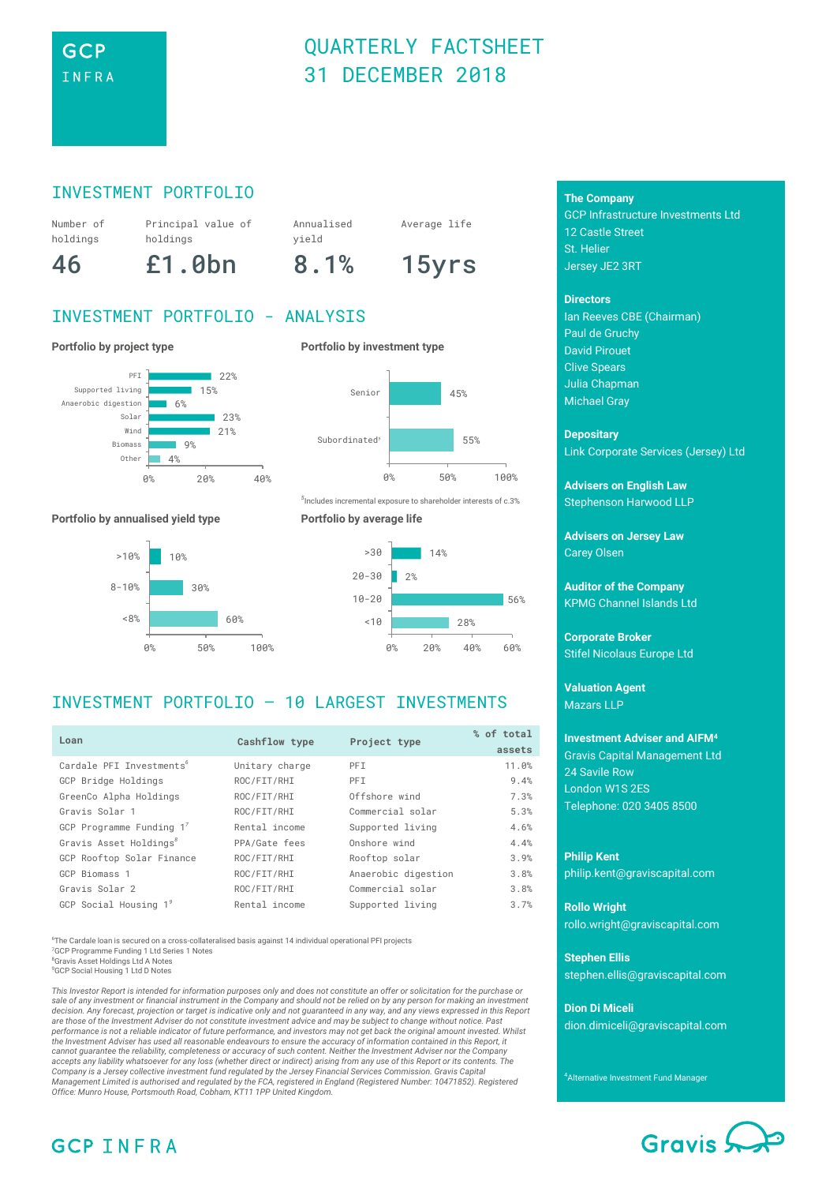# GCP INFRA

# QUARTERLY FACTSHEET 31 DECEMBER 2018

## INVESTMENT PORTFOLIO

| Number of holdings | Principal value of holdings | Annualised yield | Average life |
|---|---|---|---|
| 46 | £1.0bn | 8.1% | 15yrs |

## INVESTMENT PORTFOLIO - ANALYSIS

**Portfolio by project type**

PFI 22%
Supported living 15%
Anaerobic digestion 6%
Solar 23%
Wind 21%
Biomass 9%
Other 4%
0% 20% 40%

**Portfolio by investment type**

Senior 45%
Subordinated[5] 55%
0% 50% 100%

[5]Includes incremental exposure to shareholder interests of c.3%

**Portfolio by annualised yield type**

>10% 10%
8-10% 30%
<8% 60%
0% 50% 100%

**Portfolio by average life**

>30 14%
20-30 2%
10-20 56%
<10 28%
0% 20% 40% 60%

## INVESTMENT PORTFOLIO – 10 LARGEST INVESTMENTS

| Loan | Cashflow type | Project type | % of total assets |
|---|---|---|---|
| Cardale PFI Investments[6] | Unitary charge | PFI | 11.0% |
| GCP Bridge Holdings | ROC/FIT/RHI | PFI | 9.4% |
| GreenCo Alpha Holdings | ROC/FIT/RHI | Offshore wind | 7.3% |
| Gravis Solar 1 | ROC/FIT/RHI | Commercial solar | 5.3% |
| GCP Programme Funding 1[7] | Rental income | Supported living | 4.6% |
| Gravis Asset Holdings[8] | PPA/Gate fees | Onshore wind | 4.4% |
| GCP Rooftop Solar Finance | ROC/FIT/RHI | Rooftop solar | 3.9% |
| GCP Biomass 1 | ROC/FIT/RHI | Anaerobic digestion | 3.8% |
| Gravis Solar 2 | ROC/FIT/RHI | Commercial solar | 3.8% |
| GCP Social Housing 1[9] | Rental income | Supported living | 3.7% |

[6]The Cardale loan is secured on a cross-collateralised basis against 14 individual operational PFI projects
[7]GCP Programme Funding 1 Ltd Series 1 Notes
[8]Gravis Asset Holdings Ltd A Notes
[9]GCP Social Housing 1 Ltd D Notes

*This Investor Report is intended for information purposes only and does not constitute an offer or solicitation for the purchase or sale of any investment or financial instrument in the Company and should not be relied on by any person for making an investment decision. Any forecast, projection or target is indicative only and not guaranteed in any way, and any views expressed in this Report are those of the Investment Adviser do not constitute investment advice and may be subject to change without notice. Past performance is not a reliable indicator of future performance, and investors may not get back the original amount invested. Whilst the Investment Adviser has used all reasonable endeavours to ensure the accuracy of information contained in this Report, it cannot guarantee the reliability, completeness or accuracy of such content. Neither the Investment Adviser nor the Company accepts any liability whatsoever for any loss (whether direct or indirect) arising from any use of this Report or its contents. The Company is a Jersey collective investment fund regulated by the Jersey Financial Services Commission. Gravis Capital Management Limited is authorised and regulated by the FCA, registered in England (Registered Number: 10471852). Registered Office: Munro House, Portsmouth Road, Cobham, KT11 1PP United Kingdom.*

**The Company**
GCP Infrastructure Investments Ltd
12 Castle Street
St. Helier
Jersey JE2 3RT

**Directors**
Ian Reeves CBE (Chairman)
Paul de Gruchy
David Pirouet
Clive Spears
Julia Chapman
Michael Gray

**Depositary**
Link Corporate Services (Jersey) Ltd

**Advisers on English Law**
Stephenson Harwood LLP

**Advisers on Jersey Law**
Carey Olsen

**Auditor of the Company**
KPMG Channel Islands Ltd

**Corporate Broker**
Stifel Nicolaus Europe Ltd

**Valuation Agent**
Mazars LLP

**Investment Adviser and AIFM[4]**
Gravis Capital Management Ltd
24 Savile Row
London W1S 2ES
Telephone: 020 3405 8500

**Philip Kent**
philip.kent@graviscapital.com

**Rollo Wright**
rollo.wright@graviscapital.com

**Stephen Ellis**
stephen.ellis@graviscapital.com

**Dion Di Miceli**
dion.dimiceli@graviscapital.com

[4]Alternative Investment Fund Manager

GCP INFRA

Gravis